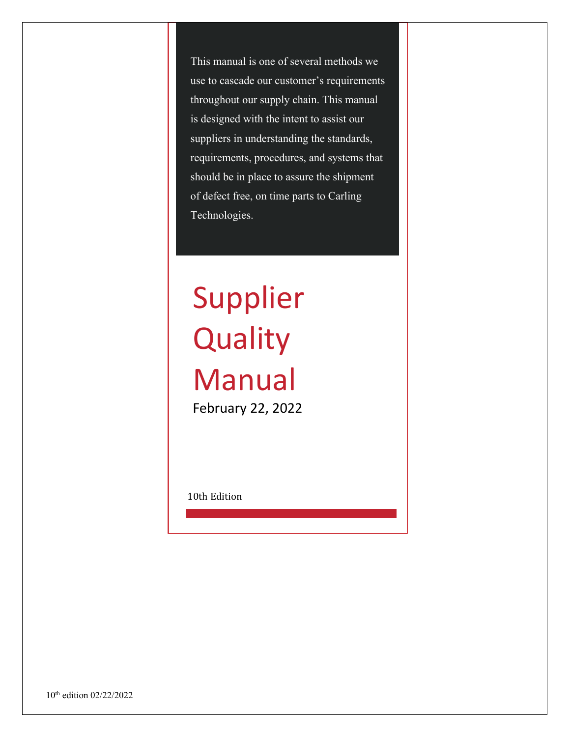This manual is one of several methods we use to cascade our customer's requirements throughout our supply chain. This manual is designed with the intent to assist our suppliers in understanding the standards, requirements, procedures, and systems that should be in place to assure the shipment of defect free, on time parts to Carling Technologies.

# Supplier Quality Manual

February 22, 2022

10th Edition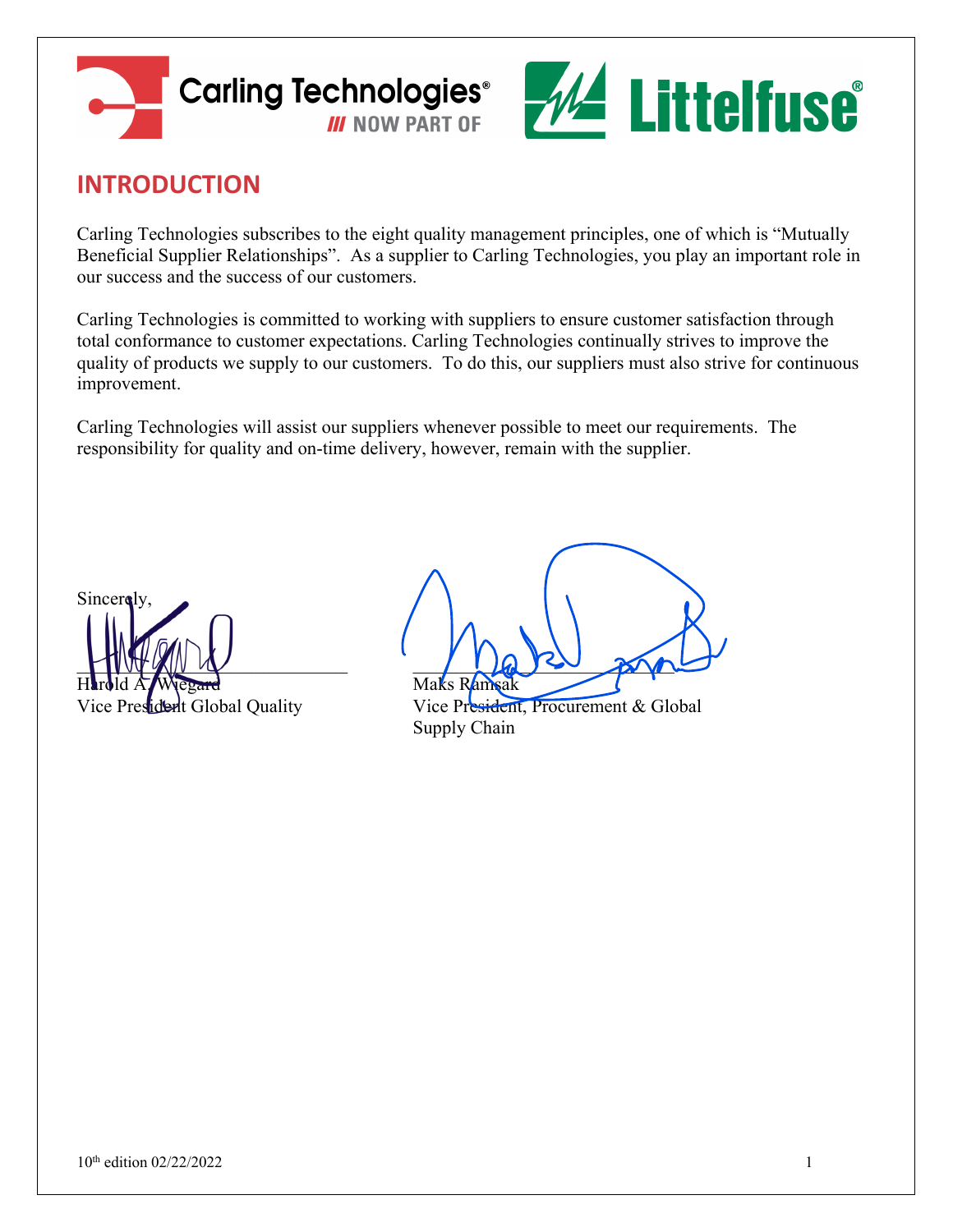# INTRODUCTION

Carling Technologies subscribes to the eight quality management principles, one of which is "Mutually Beneficial Supplier Relationships". As a supplier to Carling Technologies, you play an important role in our success and the success of our customers.

Carling Technologies is committed to working with suppliers to ensure customer satisfaction through total conformance to customer expectations. Carling Technologies continually strives to improve the quality of products we supply to our customers. To do this, our suppliers must also strive for continuous improvement.

Carling Technologies will assist our suppliers whenever possible to meet our requirements. The responsibility for quality and on-time delivery, however, remain with the supplier.

Sincerely,

Harold A. Wiegard
Vice President Global Quality

Maks Ramsak
Vice President, Procurement & Global Supply Chain

10th edition 02/22/2022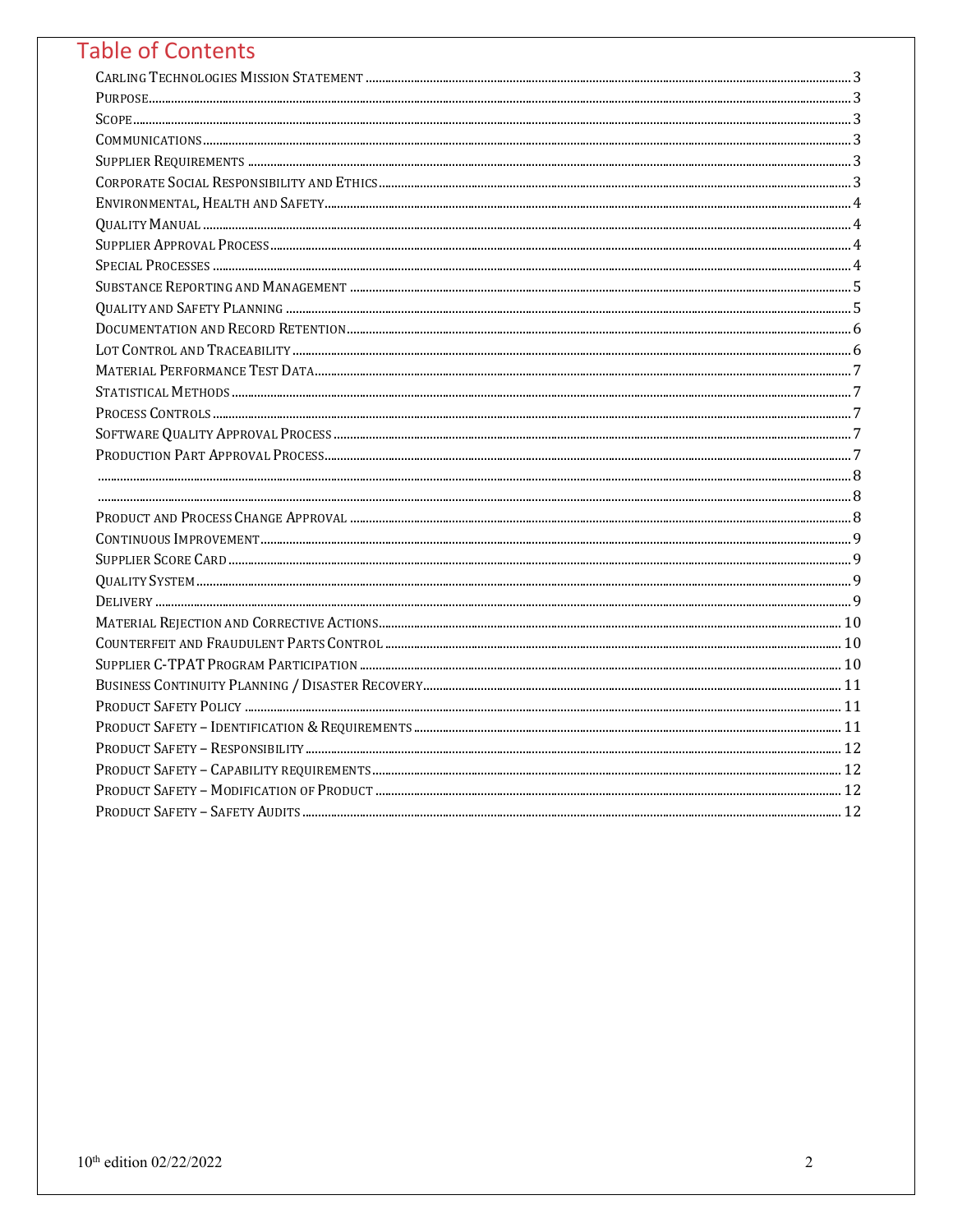# Table of Contents

| | |
|---|---|
| Carling Technologies Mission Statement | 3 |
| Purpose | 3 |
| Scope | 3 |
| Communications | 3 |
| Supplier Requirements | 3 |
| Corporate Social Responsibility and Ethics | 3 |
| Environmental, Health and Safety | 4 |
| Quality Manual | 4 |
| Supplier Approval Process | 4 |
| Special Processes | 4 |
| Substance Reporting and Management | 5 |
| Quality and Safety Planning | 5 |
| Documentation and Record Retention | 6 |
| Lot Control and Traceability | 6 |
| Material Performance Test Data | 7 |
| Statistical Methods | 7 |
| Process Controls | 7 |
| Software Quality Approval Process | 7 |
| Production Part Approval Process | 7 |
| | 8 |
| | 8 |
| Product and Process Change Approval | 8 |
| Continuous Improvement | 9 |
| Supplier Score Card | 9 |
| Quality System | 9 |
| Delivery | 9 |
| Material Rejection and Corrective Actions | 10 |
| Counterfeit and Fraudulent Parts Control | 10 |
| Supplier C-TPAT Program Participation | 10 |
| Business Continuity Planning / Disaster Recovery | 11 |
| Product Safety Policy | 11 |
| Product Safety – Identification & Requirements | 11 |
| Product Safety – Responsibility | 12 |
| Product Safety – Capability requirements | 12 |
| Product Safety – Modification of Product | 12 |
| Product Safety – Safety Audits | 12 |

10th edition 02/22/2022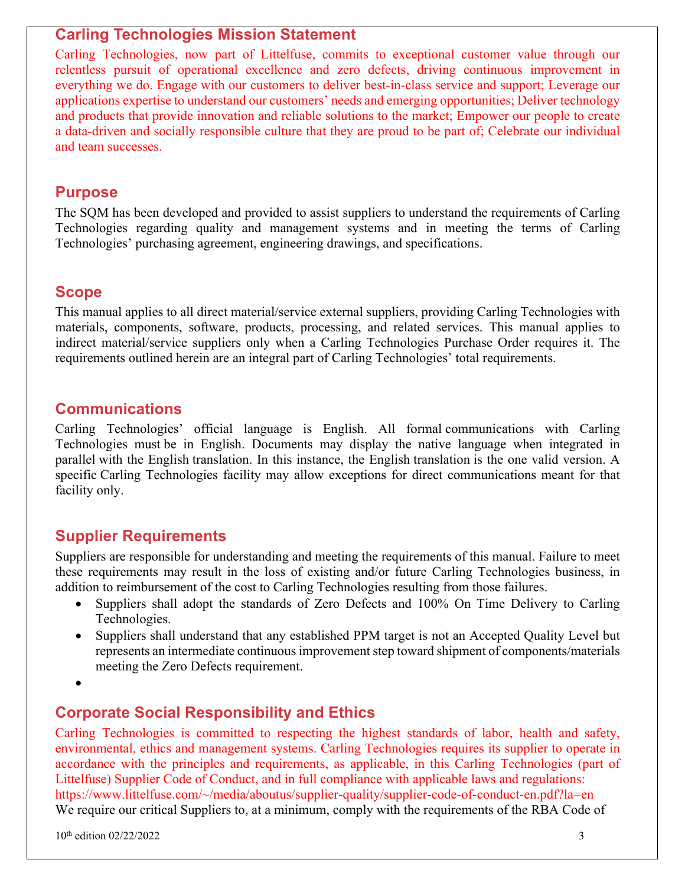## Carling Technologies Mission Statement

Carling Technologies, now part of Littelfuse, commits to exceptional customer value through our relentless pursuit of operational excellence and zero defects, driving continuous improvement in everything we do. Engage with our customers to deliver best-in-class service and support; Leverage our applications expertise to understand our customers' needs and emerging opportunities; Deliver technology and products that provide innovation and reliable solutions to the market; Empower our people to create a data-driven and socially responsible culture that they are proud to be part of; Celebrate our individual and team successes.

## Purpose

The SQM has been developed and provided to assist suppliers to understand the requirements of Carling Technologies regarding quality and management systems and in meeting the terms of Carling Technologies' purchasing agreement, engineering drawings, and specifications.

## Scope

This manual applies to all direct material/service external suppliers, providing Carling Technologies with materials, components, software, products, processing, and related services. This manual applies to indirect material/service suppliers only when a Carling Technologies Purchase Order requires it. The requirements outlined herein are an integral part of Carling Technologies' total requirements.

## Communications

Carling Technologies' official language is English. All formal communications with Carling Technologies must be in English. Documents may display the native language when integrated in parallel with the English translation. In this instance, the English translation is the one valid version. A specific Carling Technologies facility may allow exceptions for direct communications meant for that facility only.

## Supplier Requirements

Suppliers are responsible for understanding and meeting the requirements of this manual. Failure to meet these requirements may result in the loss of existing and/or future Carling Technologies business, in addition to reimbursement of the cost to Carling Technologies resulting from those failures.

- Suppliers shall adopt the standards of Zero Defects and 100% On Time Delivery to Carling Technologies.
- Suppliers shall understand that any established PPM target is not an Accepted Quality Level but represents an intermediate continuous improvement step toward shipment of components/materials meeting the Zero Defects requirement.
-

## Corporate Social Responsibility and Ethics

Carling Technologies is committed to respecting the highest standards of labor, health and safety, environmental, ethics and management systems. Carling Technologies requires its supplier to operate in accordance with the principles and requirements, as applicable, in this Carling Technologies (part of Littelfuse) Supplier Code of Conduct, and in full compliance with applicable laws and regulations: https://www.littelfuse.com/~/media/aboutus/supplier-quality/supplier-code-of-conduct-en.pdf?la=en

We require our critical Suppliers to, at a minimum, comply with the requirements of the RBA Code of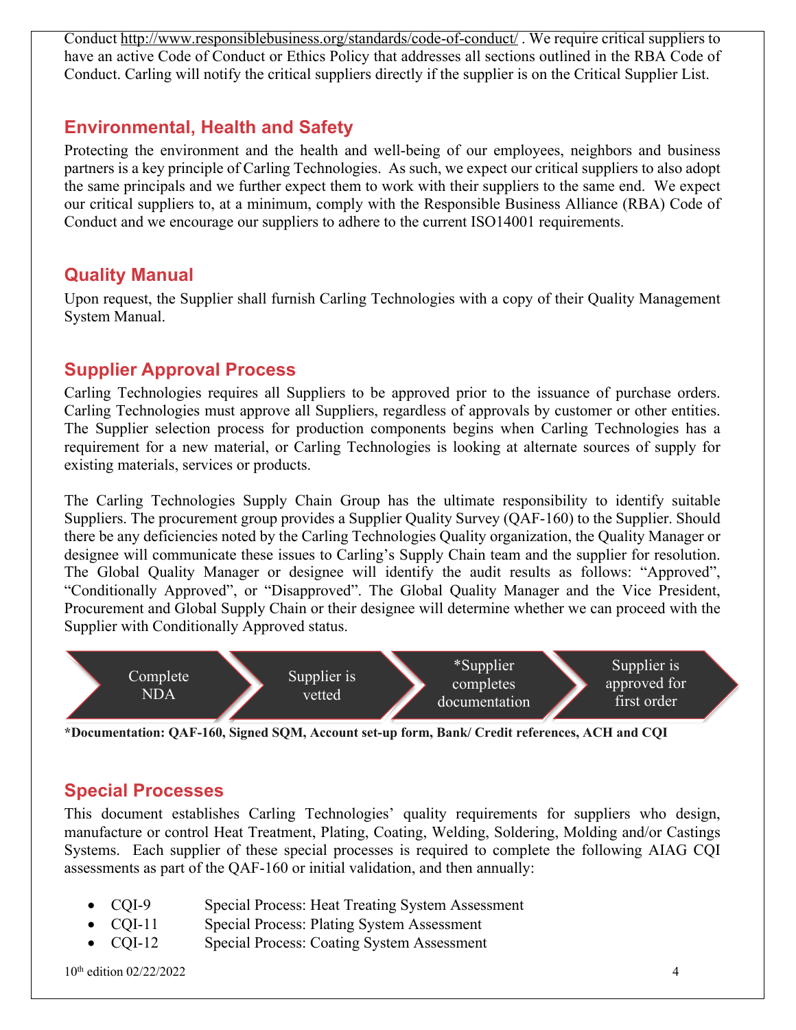Conduct http://www.responsiblebusiness.org/standards/code-of-conduct/ . We require critical suppliers to have an active Code of Conduct or Ethics Policy that addresses all sections outlined in the RBA Code of Conduct. Carling will notify the critical suppliers directly if the supplier is on the Critical Supplier List.

## Environmental, Health and Safety

Protecting the environment and the health and well-being of our employees, neighbors and business partners is a key principle of Carling Technologies. As such, we expect our critical suppliers to also adopt the same principals and we further expect them to work with their suppliers to the same end. We expect our critical suppliers to, at a minimum, comply with the Responsible Business Alliance (RBA) Code of Conduct and we encourage our suppliers to adhere to the current ISO14001 requirements.

## Quality Manual

Upon request, the Supplier shall furnish Carling Technologies with a copy of their Quality Management System Manual.

## Supplier Approval Process

Carling Technologies requires all Suppliers to be approved prior to the issuance of purchase orders. Carling Technologies must approve all Suppliers, regardless of approvals by customer or other entities. The Supplier selection process for production components begins when Carling Technologies has a requirement for a new material, or Carling Technologies is looking at alternate sources of supply for existing materials, services or products.

The Carling Technologies Supply Chain Group has the ultimate responsibility to identify suitable Suppliers. The procurement group provides a Supplier Quality Survey (QAF-160) to the Supplier. Should there be any deficiencies noted by the Carling Technologies Quality organization, the Quality Manager or designee will communicate these issues to Carling's Supply Chain team and the supplier for resolution. The Global Quality Manager or designee will identify the audit results as follows: "Approved", "Conditionally Approved", or "Disapproved". The Global Quality Manager and the Vice President, Procurement and Global Supply Chain or their designee will determine whether we can proceed with the Supplier with Conditionally Approved status.

Complete NDA → Supplier is vetted → *Supplier completes documentation → Supplier is approved for first order

**\*Documentation: QAF-160, Signed SQM, Account set-up form, Bank/ Credit references, ACH and CQI**

## Special Processes

This document establishes Carling Technologies' quality requirements for suppliers who design, manufacture or control Heat Treatment, Plating, Coating, Welding, Soldering, Molding and/or Castings Systems. Each supplier of these special processes is required to complete the following AIAG CQI assessments as part of the QAF-160 or initial validation, and then annually:

- CQI-9 Special Process: Heat Treating System Assessment
- CQI-11 Special Process: Plating System Assessment
- CQI-12 Special Process: Coating System Assessment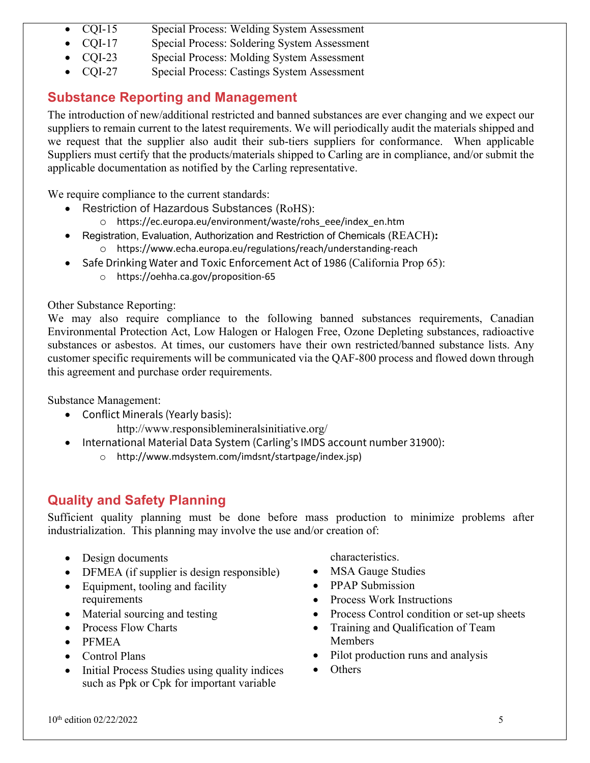- CQI-15 Special Process: Welding System Assessment
- CQI-17 Special Process: Soldering System Assessment
- CQI-23 Special Process: Molding System Assessment
- CQI-27 Special Process: Castings System Assessment

## Substance Reporting and Management

The introduction of new/additional restricted and banned substances are ever changing and we expect our suppliers to remain current to the latest requirements. We will periodically audit the materials shipped and we request that the supplier also audit their sub-tiers suppliers for conformance. When applicable Suppliers must certify that the products/materials shipped to Carling are in compliance, and/or submit the applicable documentation as notified by the Carling representative.

We require compliance to the current standards:

- Restriction of Hazardous Substances (RoHS):
  - https://ec.europa.eu/environment/waste/rohs_eee/index_en.htm
- Registration, Evaluation, Authorization and Restriction of Chemicals (REACH)**:**
  - https://www.echa.europa.eu/regulations/reach/understanding-reach
- Safe Drinking Water and Toxic Enforcement Act of 1986 (California Prop 65):
  - https://oehha.ca.gov/proposition-65

Other Substance Reporting:
We may also require compliance to the following banned substances requirements, Canadian Environmental Protection Act, Low Halogen or Halogen Free, Ozone Depleting substances, radioactive substances or asbestos. At times, our customers have their own restricted/banned substance lists. Any customer specific requirements will be communicated via the QAF-800 process and flowed down through this agreement and purchase order requirements.

Substance Management:

- Conflict Minerals (Yearly basis):
  http://www.responsiblemineralsinitiative.org/
- International Material Data System (Carling's IMDS account number 31900):
  - http://www.mdsystem.com/imdsnt/startpage/index.jsp)

## Quality and Safety Planning

Sufficient quality planning must be done before mass production to minimize problems after industrialization. This planning may involve the use and/or creation of:

- Design documents
- DFMEA (if supplier is design responsible)
- Equipment, tooling and facility requirements
- Material sourcing and testing
- Process Flow Charts
- PFMEA
- Control Plans
- Initial Process Studies using quality indices such as Ppk or Cpk for important variable characteristics.
- MSA Gauge Studies
- PPAP Submission
- Process Work Instructions
- Process Control condition or set-up sheets
- Training and Qualification of Team Members
- Pilot production runs and analysis
- Others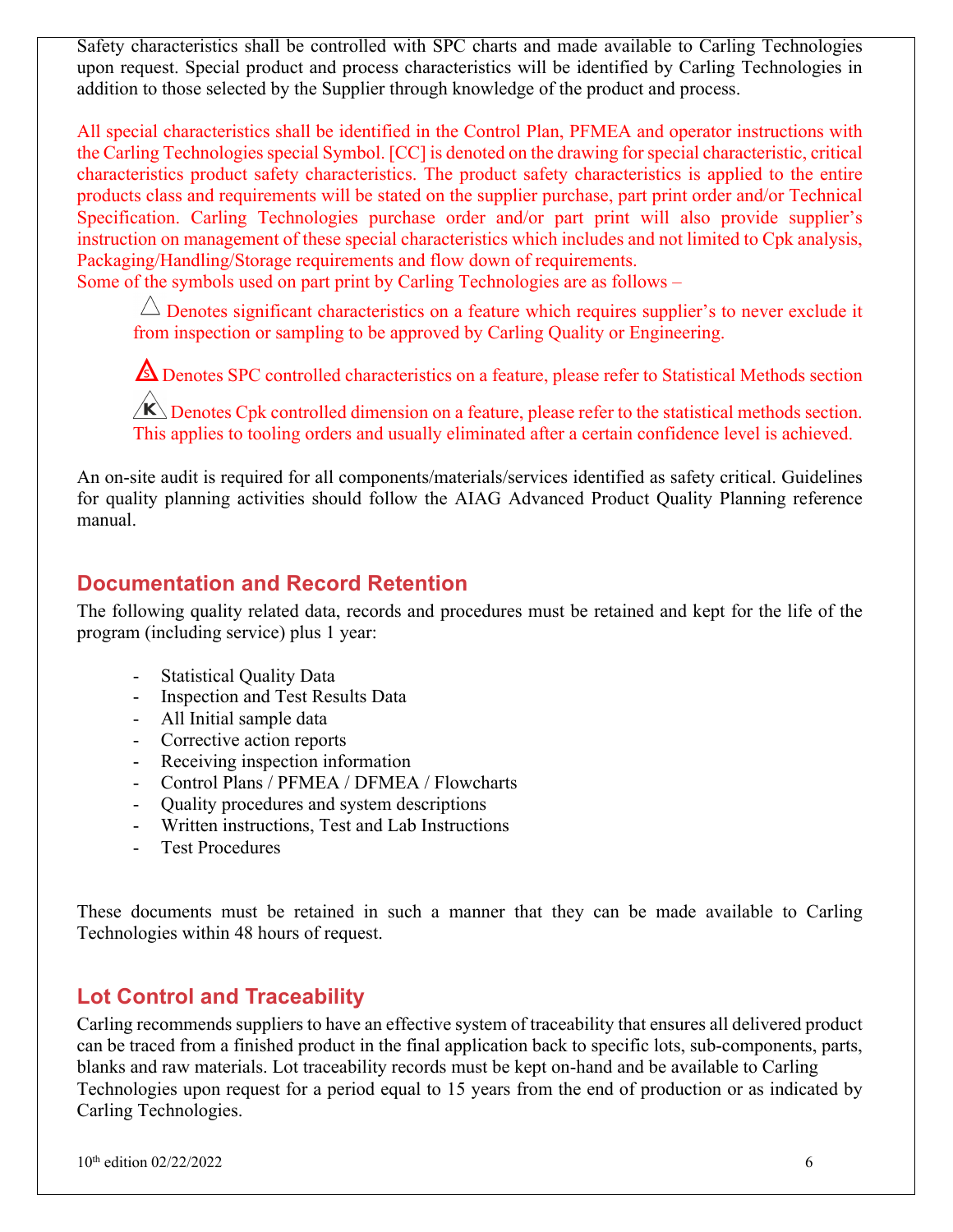Safety characteristics shall be controlled with SPC charts and made available to Carling Technologies upon request. Special product and process characteristics will be identified by Carling Technologies in addition to those selected by the Supplier through knowledge of the product and process.

All special characteristics shall be identified in the Control Plan, PFMEA and operator instructions with the Carling Technologies special Symbol. [CC] is denoted on the drawing for special characteristic, critical characteristics product safety characteristics. The product safety characteristics is applied to the entire products class and requirements will be stated on the supplier purchase, part print order and/or Technical Specification. Carling Technologies purchase order and/or part print will also provide supplier's instruction on management of these special characteristics which includes and not limited to Cpk analysis, Packaging/Handling/Storage requirements and flow down of requirements.
Some of the symbols used on part print by Carling Technologies are as follows –

△ Denotes significant characteristics on a feature which requires supplier's to never exclude it from inspection or sampling to be approved by Carling Quality or Engineering.

△S Denotes SPC controlled characteristics on a feature, please refer to Statistical Methods section

△K Denotes Cpk controlled dimension on a feature, please refer to the statistical methods section. This applies to tooling orders and usually eliminated after a certain confidence level is achieved.

An on-site audit is required for all components/materials/services identified as safety critical. Guidelines for quality planning activities should follow the AIAG Advanced Product Quality Planning reference manual.

## Documentation and Record Retention

The following quality related data, records and procedures must be retained and kept for the life of the program (including service) plus 1 year:

- Statistical Quality Data
- Inspection and Test Results Data
- All Initial sample data
- Corrective action reports
- Receiving inspection information
- Control Plans / PFMEA / DFMEA / Flowcharts
- Quality procedures and system descriptions
- Written instructions, Test and Lab Instructions
- Test Procedures

These documents must be retained in such a manner that they can be made available to Carling Technologies within 48 hours of request.

## Lot Control and Traceability

Carling recommends suppliers to have an effective system of traceability that ensures all delivered product can be traced from a finished product in the final application back to specific lots, sub-components, parts, blanks and raw materials. Lot traceability records must be kept on-hand and be available to Carling Technologies upon request for a period equal to 15 years from the end of production or as indicated by Carling Technologies.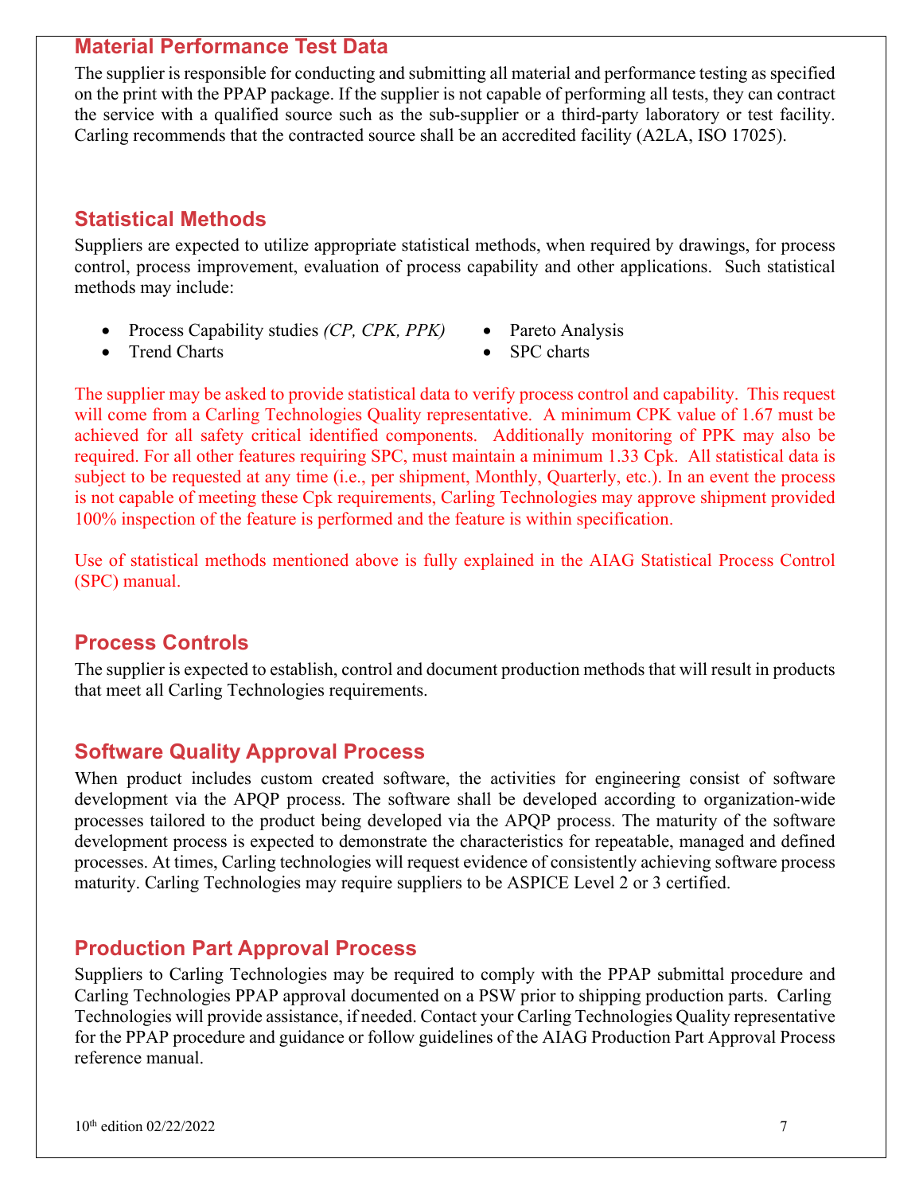## Material Performance Test Data

The supplier is responsible for conducting and submitting all material and performance testing as specified on the print with the PPAP package. If the supplier is not capable of performing all tests, they can contract the service with a qualified source such as the sub-supplier or a third-party laboratory or test facility. Carling recommends that the contracted source shall be an accredited facility (A2LA, ISO 17025).

## Statistical Methods

Suppliers are expected to utilize appropriate statistical methods, when required by drawings, for process control, process improvement, evaluation of process capability and other applications. Such statistical methods may include:

- Process Capability studies *(CP, CPK, PPK)*
- Trend Charts
- Pareto Analysis
- SPC charts

The supplier may be asked to provide statistical data to verify process control and capability. This request will come from a Carling Technologies Quality representative. A minimum CPK value of 1.67 must be achieved for all safety critical identified components. Additionally monitoring of PPK may also be required. For all other features requiring SPC, must maintain a minimum 1.33 Cpk. All statistical data is subject to be requested at any time (i.e., per shipment, Monthly, Quarterly, etc.). In an event the process is not capable of meeting these Cpk requirements, Carling Technologies may approve shipment provided 100% inspection of the feature is performed and the feature is within specification.

Use of statistical methods mentioned above is fully explained in the AIAG Statistical Process Control (SPC) manual.

## Process Controls

The supplier is expected to establish, control and document production methods that will result in products that meet all Carling Technologies requirements.

## Software Quality Approval Process

When product includes custom created software, the activities for engineering consist of software development via the APQP process. The software shall be developed according to organization-wide processes tailored to the product being developed via the APQP process. The maturity of the software development process is expected to demonstrate the characteristics for repeatable, managed and defined processes. At times, Carling technologies will request evidence of consistently achieving software process maturity. Carling Technologies may require suppliers to be ASPICE Level 2 or 3 certified.

## Production Part Approval Process

Suppliers to Carling Technologies may be required to comply with the PPAP submittal procedure and Carling Technologies PPAP approval documented on a PSW prior to shipping production parts. Carling Technologies will provide assistance, if needed. Contact your Carling Technologies Quality representative for the PPAP procedure and guidance or follow guidelines of the AIAG Production Part Approval Process reference manual.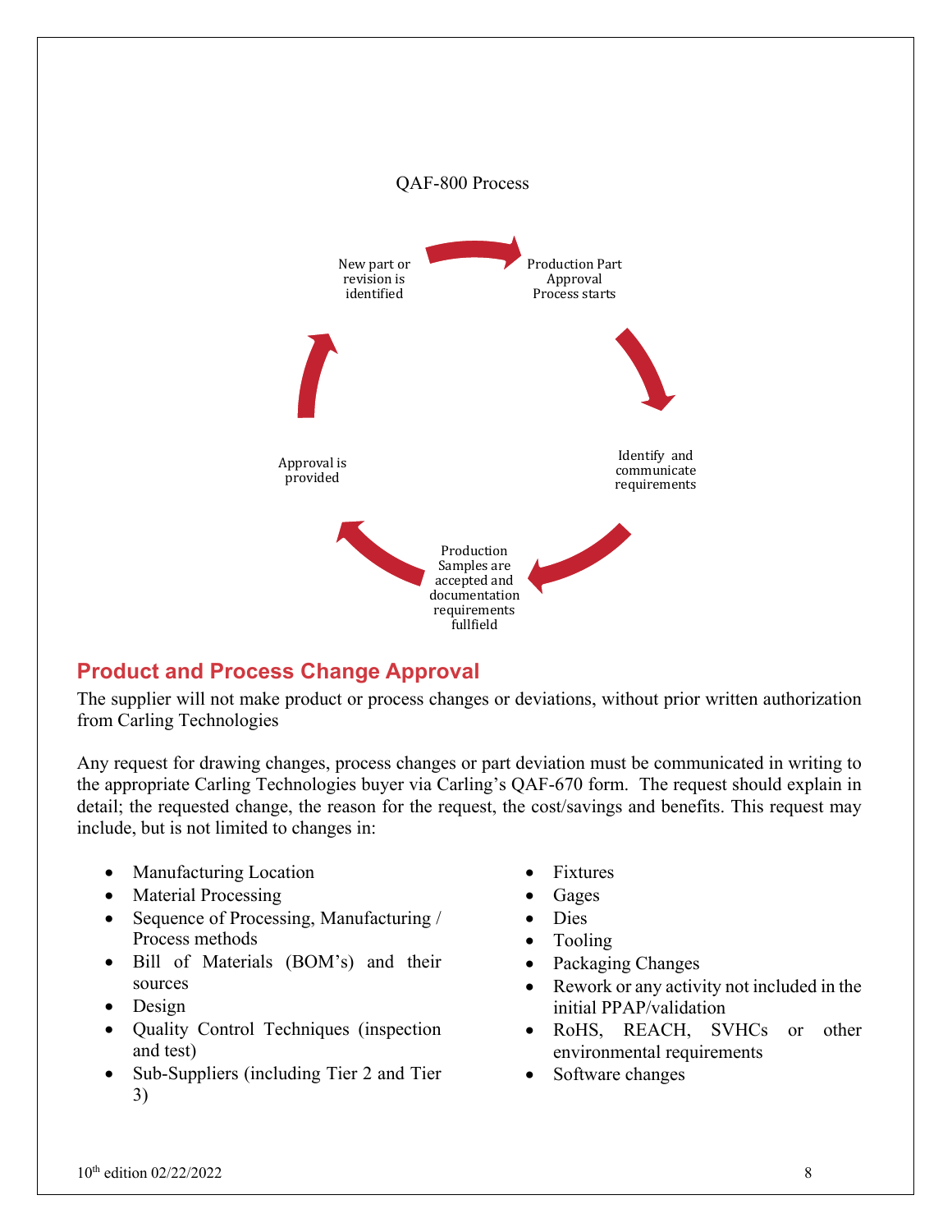QAF-800 Process

New part or revision is identified → Production Part Approval Process starts → Identify and communicate requirements → Production Samples are accepted and documentation requirements fullfield → Approval is provided

## Product and Process Change Approval

The supplier will not make product or process changes or deviations, without prior written authorization from Carling Technologies

Any request for drawing changes, process changes or part deviation must be communicated in writing to the appropriate Carling Technologies buyer via Carling's QAF-670 form. The request should explain in detail; the requested change, the reason for the request, the cost/savings and benefits. This request may include, but is not limited to changes in:

- Manufacturing Location
- Material Processing
- Sequence of Processing, Manufacturing / Process methods
- Bill of Materials (BOM's) and their sources
- Design
- Quality Control Techniques (inspection and test)
- Sub-Suppliers (including Tier 2 and Tier 3)
- Fixtures
- Gages
- Dies
- Tooling
- Packaging Changes
- Rework or any activity not included in the initial PPAP/validation
- RoHS, REACH, SVHCs or other environmental requirements
- Software changes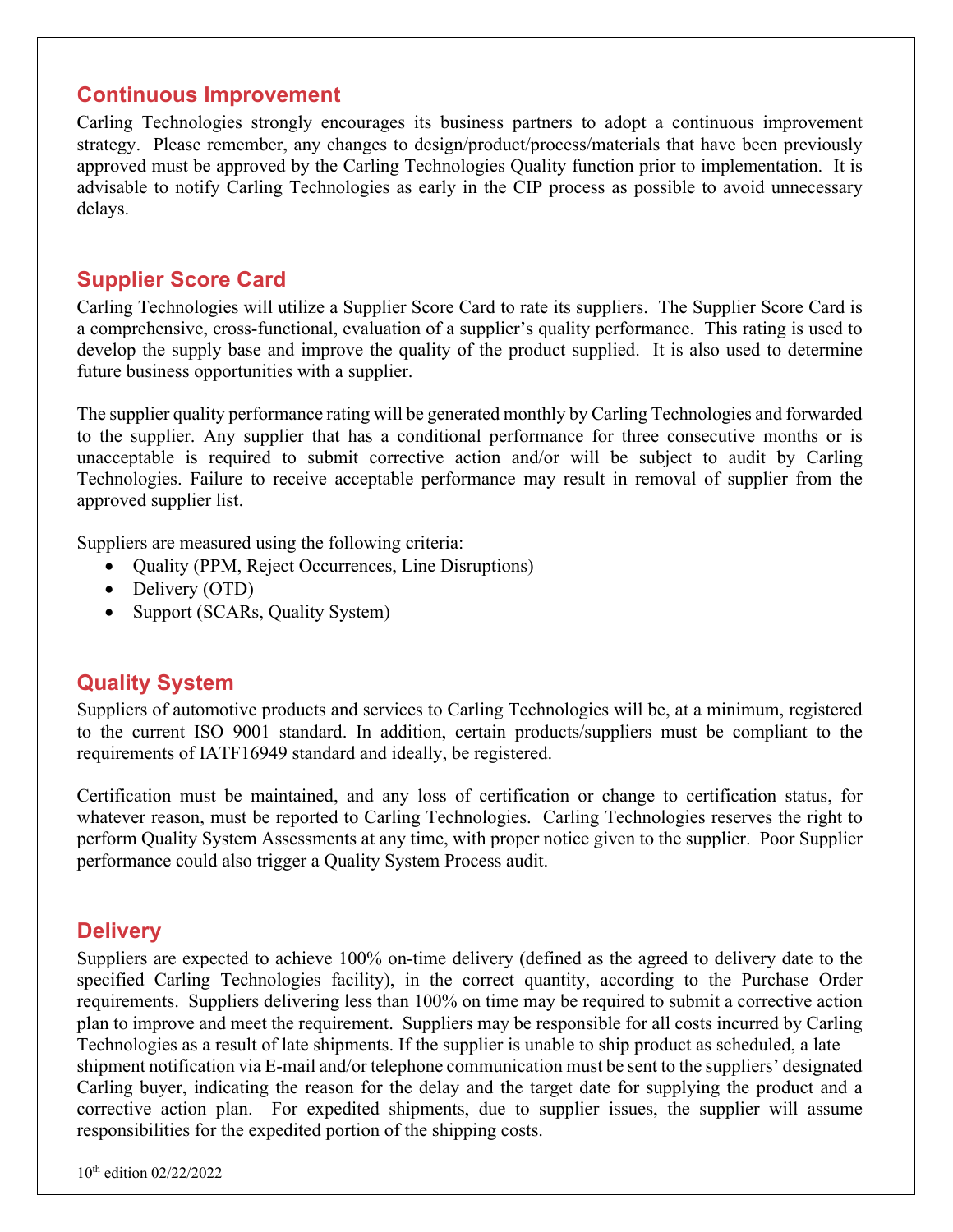## Continuous Improvement

Carling Technologies strongly encourages its business partners to adopt a continuous improvement strategy. Please remember, any changes to design/product/process/materials that have been previously approved must be approved by the Carling Technologies Quality function prior to implementation. It is advisable to notify Carling Technologies as early in the CIP process as possible to avoid unnecessary delays.

## Supplier Score Card

Carling Technologies will utilize a Supplier Score Card to rate its suppliers. The Supplier Score Card is a comprehensive, cross-functional, evaluation of a supplier's quality performance. This rating is used to develop the supply base and improve the quality of the product supplied. It is also used to determine future business opportunities with a supplier.

The supplier quality performance rating will be generated monthly by Carling Technologies and forwarded to the supplier. Any supplier that has a conditional performance for three consecutive months or is unacceptable is required to submit corrective action and/or will be subject to audit by Carling Technologies. Failure to receive acceptable performance may result in removal of supplier from the approved supplier list.

Suppliers are measured using the following criteria:

- Quality (PPM, Reject Occurrences, Line Disruptions)
- Delivery (OTD)
- Support (SCARs, Quality System)

## Quality System

Suppliers of automotive products and services to Carling Technologies will be, at a minimum, registered to the current ISO 9001 standard. In addition, certain products/suppliers must be compliant to the requirements of IATF16949 standard and ideally, be registered.

Certification must be maintained, and any loss of certification or change to certification status, for whatever reason, must be reported to Carling Technologies. Carling Technologies reserves the right to perform Quality System Assessments at any time, with proper notice given to the supplier. Poor Supplier performance could also trigger a Quality System Process audit.

## Delivery

Suppliers are expected to achieve 100% on-time delivery (defined as the agreed to delivery date to the specified Carling Technologies facility), in the correct quantity, according to the Purchase Order requirements. Suppliers delivering less than 100% on time may be required to submit a corrective action plan to improve and meet the requirement. Suppliers may be responsible for all costs incurred by Carling Technologies as a result of late shipments. If the supplier is unable to ship product as scheduled, a late shipment notification via E-mail and/or telephone communication must be sent to the suppliers' designated Carling buyer, indicating the reason for the delay and the target date for supplying the product and a corrective action plan. For expedited shipments, due to supplier issues, the supplier will assume responsibilities for the expedited portion of the shipping costs.

10th edition 02/22/2022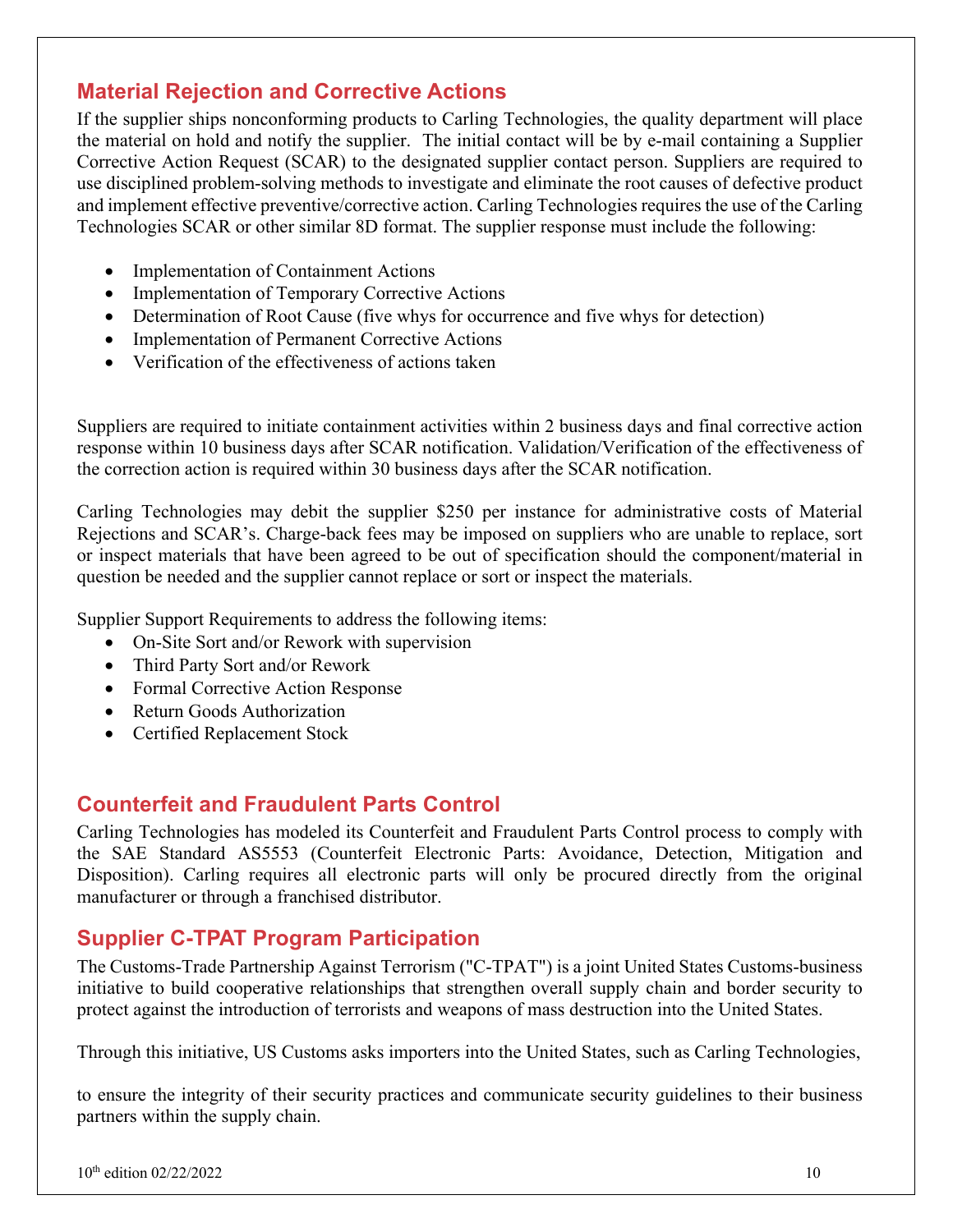## Material Rejection and Corrective Actions

If the supplier ships nonconforming products to Carling Technologies, the quality department will place the material on hold and notify the supplier. The initial contact will be by e-mail containing a Supplier Corrective Action Request (SCAR) to the designated supplier contact person. Suppliers are required to use disciplined problem-solving methods to investigate and eliminate the root causes of defective product and implement effective preventive/corrective action. Carling Technologies requires the use of the Carling Technologies SCAR or other similar 8D format. The supplier response must include the following:

- Implementation of Containment Actions
- Implementation of Temporary Corrective Actions
- Determination of Root Cause (five whys for occurrence and five whys for detection)
- Implementation of Permanent Corrective Actions
- Verification of the effectiveness of actions taken

Suppliers are required to initiate containment activities within 2 business days and final corrective action response within 10 business days after SCAR notification. Validation/Verification of the effectiveness of the correction action is required within 30 business days after the SCAR notification.

Carling Technologies may debit the supplier $250 per instance for administrative costs of Material Rejections and SCAR's. Charge-back fees may be imposed on suppliers who are unable to replace, sort or inspect materials that have been agreed to be out of specification should the component/material in question be needed and the supplier cannot replace or sort or inspect the materials.

Supplier Support Requirements to address the following items:

- On-Site Sort and/or Rework with supervision
- Third Party Sort and/or Rework
- Formal Corrective Action Response
- Return Goods Authorization
- Certified Replacement Stock

## Counterfeit and Fraudulent Parts Control

Carling Technologies has modeled its Counterfeit and Fraudulent Parts Control process to comply with the SAE Standard AS5553 (Counterfeit Electronic Parts: Avoidance, Detection, Mitigation and Disposition). Carling requires all electronic parts will only be procured directly from the original manufacturer or through a franchised distributor.

## Supplier C-TPAT Program Participation

The Customs-Trade Partnership Against Terrorism ("C-TPAT") is a joint United States Customs-business initiative to build cooperative relationships that strengthen overall supply chain and border security to protect against the introduction of terrorists and weapons of mass destruction into the United States.

Through this initiative, US Customs asks importers into the United States, such as Carling Technologies,

to ensure the integrity of their security practices and communicate security guidelines to their business partners within the supply chain.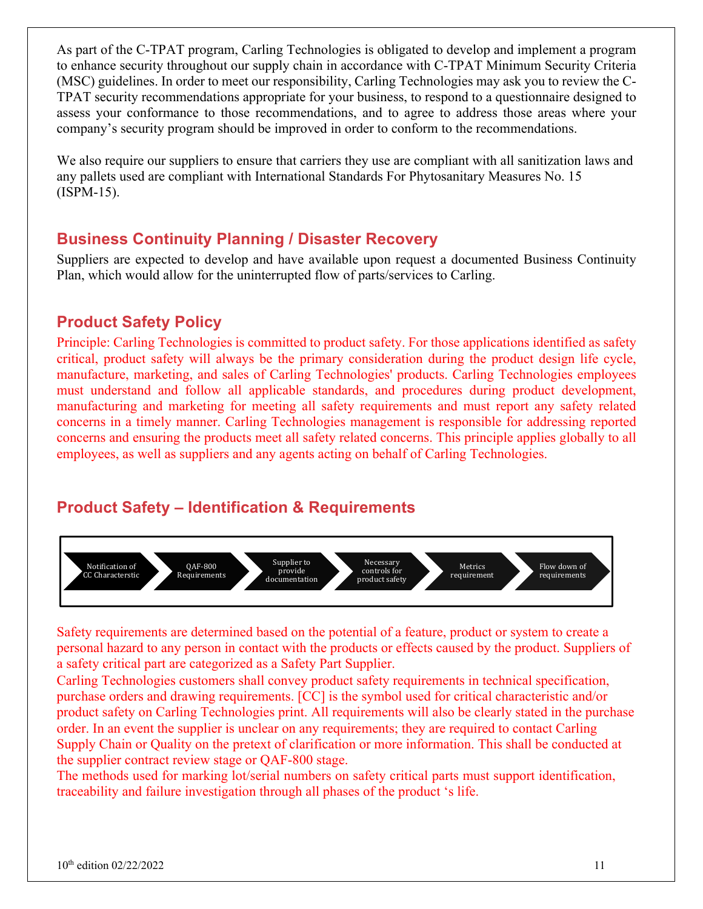As part of the C-TPAT program, Carling Technologies is obligated to develop and implement a program to enhance security throughout our supply chain in accordance with C-TPAT Minimum Security Criteria (MSC) guidelines. In order to meet our responsibility, Carling Technologies may ask you to review the C-TPAT security recommendations appropriate for your business, to respond to a questionnaire designed to assess your conformance to those recommendations, and to agree to address those areas where your company's security program should be improved in order to conform to the recommendations.

We also require our suppliers to ensure that carriers they use are compliant with all sanitization laws and any pallets used are compliant with International Standards For Phytosanitary Measures No. 15 (ISPM-15).

## Business Continuity Planning / Disaster Recovery

Suppliers are expected to develop and have available upon request a documented Business Continuity Plan, which would allow for the uninterrupted flow of parts/services to Carling.

## Product Safety Policy

Principle: Carling Technologies is committed to product safety. For those applications identified as safety critical, product safety will always be the primary consideration during the product design life cycle, manufacture, marketing, and sales of Carling Technologies' products. Carling Technologies employees must understand and follow all applicable standards, and procedures during product development, manufacturing and marketing for meeting all safety requirements and must report any safety related concerns in a timely manner. Carling Technologies management is responsible for addressing reported concerns and ensuring the products meet all safety related concerns. This principle applies globally to all employees, as well as suppliers and any agents acting on behalf of Carling Technologies.

## Product Safety – Identification & Requirements

Notification of CC Characterstic → QAF-800 Requirements → Supplier to provide documentation → Necessary controls for product safety → Metrics requirement → Flow down of requirements

Safety requirements are determined based on the potential of a feature, product or system to create a personal hazard to any person in contact with the products or effects caused by the product. Suppliers of a safety critical part are categorized as a Safety Part Supplier.

Carling Technologies customers shall convey product safety requirements in technical specification, purchase orders and drawing requirements. [CC] is the symbol used for critical characteristic and/or product safety on Carling Technologies print. All requirements will also be clearly stated in the purchase order. In an event the supplier is unclear on any requirements; they are required to contact Carling Supply Chain or Quality on the pretext of clarification or more information. This shall be conducted at the supplier contract review stage or QAF-800 stage.

The methods used for marking lot/serial numbers on safety critical parts must support identification, traceability and failure investigation through all phases of the product 's life.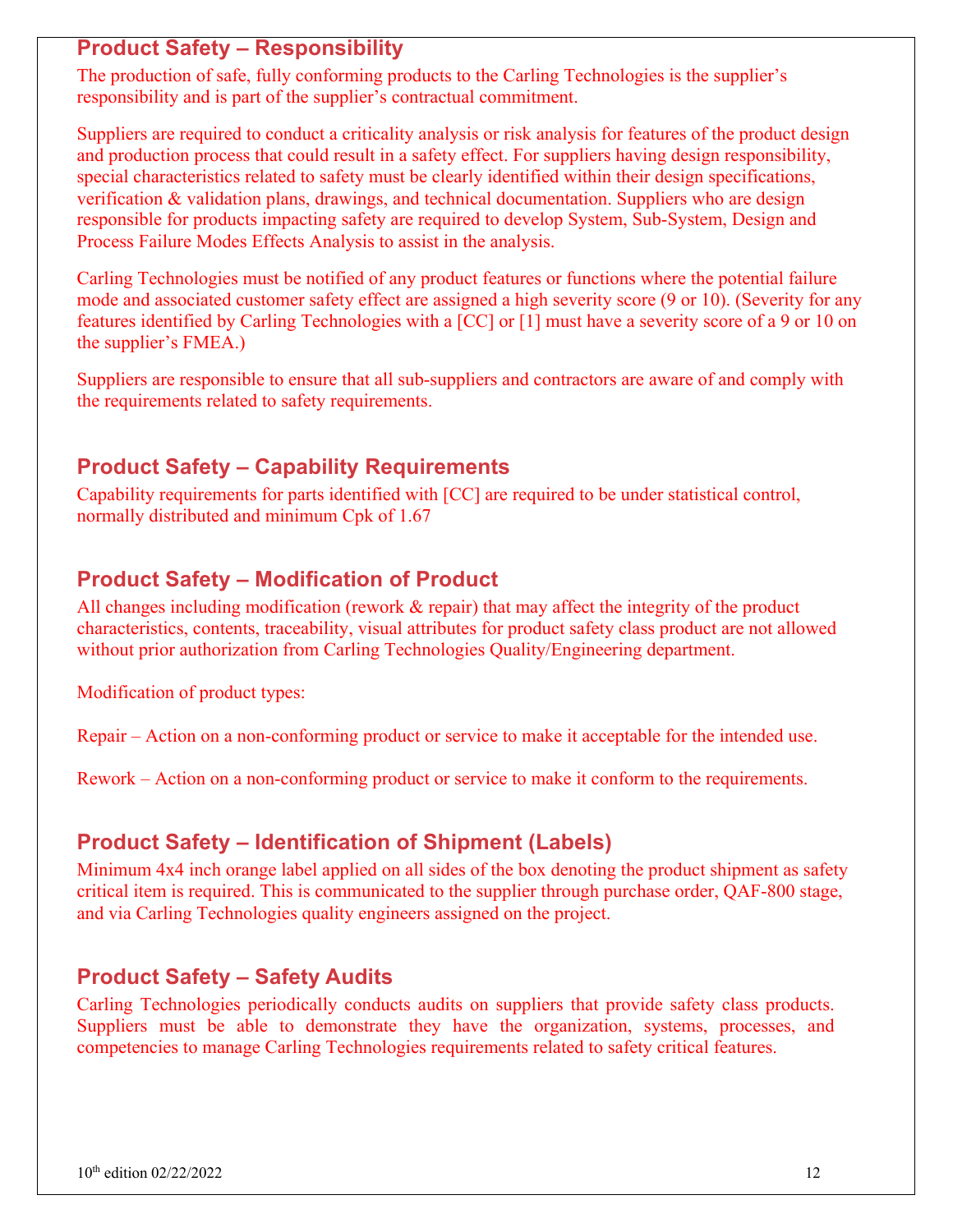## Product Safety – Responsibility

The production of safe, fully conforming products to the Carling Technologies is the supplier's responsibility and is part of the supplier's contractual commitment.

Suppliers are required to conduct a criticality analysis or risk analysis for features of the product design and production process that could result in a safety effect. For suppliers having design responsibility, special characteristics related to safety must be clearly identified within their design specifications, verification & validation plans, drawings, and technical documentation. Suppliers who are design responsible for products impacting safety are required to develop System, Sub-System, Design and Process Failure Modes Effects Analysis to assist in the analysis.

Carling Technologies must be notified of any product features or functions where the potential failure mode and associated customer safety effect are assigned a high severity score (9 or 10). (Severity for any features identified by Carling Technologies with a [CC] or [1] must have a severity score of a 9 or 10 on the supplier's FMEA.)

Suppliers are responsible to ensure that all sub-suppliers and contractors are aware of and comply with the requirements related to safety requirements.

## Product Safety – Capability Requirements

Capability requirements for parts identified with [CC] are required to be under statistical control, normally distributed and minimum Cpk of 1.67

## Product Safety – Modification of Product

All changes including modification (rework & repair) that may affect the integrity of the product characteristics, contents, traceability, visual attributes for product safety class product are not allowed without prior authorization from Carling Technologies Quality/Engineering department.

Modification of product types:

Repair – Action on a non-conforming product or service to make it acceptable for the intended use.

Rework – Action on a non-conforming product or service to make it conform to the requirements.

## Product Safety – Identification of Shipment (Labels)

Minimum 4x4 inch orange label applied on all sides of the box denoting the product shipment as safety critical item is required. This is communicated to the supplier through purchase order, QAF-800 stage, and via Carling Technologies quality engineers assigned on the project.

## Product Safety – Safety Audits

Carling Technologies periodically conducts audits on suppliers that provide safety class products. Suppliers must be able to demonstrate they have the organization, systems, processes, and competencies to manage Carling Technologies requirements related to safety critical features.